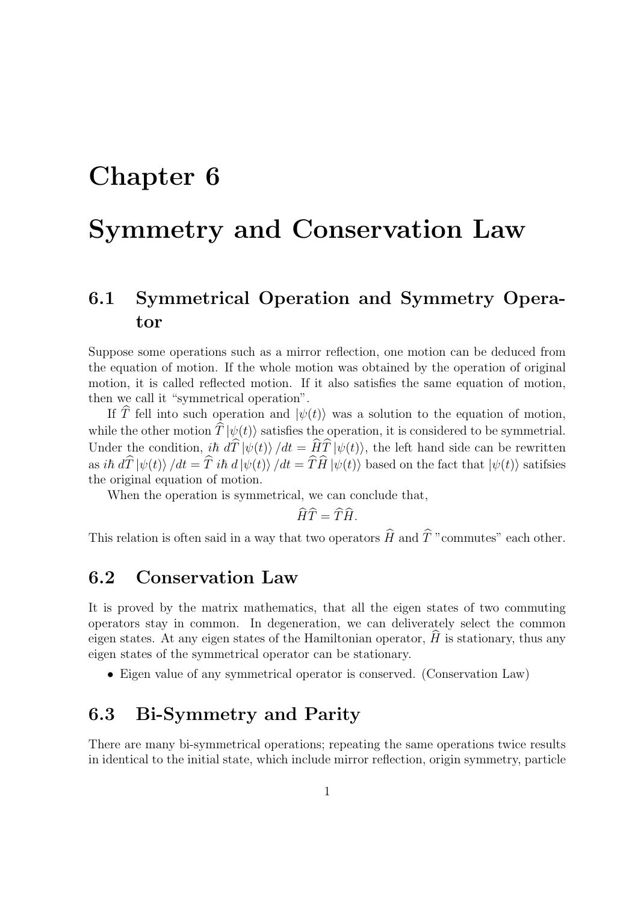# Chapter 6

# Symmetry and Conservation Law

## 6.1 Symmetrical Operation and Symmetry Operator

Suppose some operations such as a mirror reflection, one motion can be deduced from the equation of motion. If the whole motion was obtained by the operation of original motion, it is called reflected motion. If it also satisfies the same equation of motion, then we call it "symmetrical operation".

If $\widehat{T}$ fell into such operation and $|\psi(t)\rangle$ was a solution to the equation of motion, while the other motion $\widehat{T}\,|\psi(t)\rangle$ satisfies the operation, it is considered to be symmetrial. Under the condition, $i\hbar\ d\widehat{T}\,|\psi(t)\rangle\,/dt = \widehat{H}\widehat{T}\,|\psi(t)\rangle$, the left hand side can be rewritten as $i\hbar\ d\widehat{T}\,|\psi(t)\rangle\,/dt = \widehat{T}\ i\hbar\ d\,|\psi(t)\rangle\,/dt = \widehat{T}\widehat{H}\,|\psi(t)\rangle$ based on the fact that $|\psi(t)\rangle$ satifsies the original equation of motion.

When the operation is symmetrical, we can conclude that,

$$\widehat{H}\widehat{T} = \widehat{T}\widehat{H}.$$

This relation is often said in a way that two operators $\widehat{H}$ and $\widehat{T}$ "commutes" each other.

## 6.2 Conservation Law

It is proved by the matrix mathematics, that all the eigen states of two commuting operators stay in common. In degeneration, we can deliverately select the common eigen states. At any eigen states of the Hamiltonian operator, $\widehat{H}$ is stationary, thus any eigen states of the symmetrical operator can be stationary.

- Eigen value of any symmetrical operator is conserved. (Conservation Law)

## 6.3 Bi-Symmetry and Parity

There are many bi-symmetrical operations; repeating the same operations twice results in identical to the initial state, which include mirror reflection, origin symmetry, particle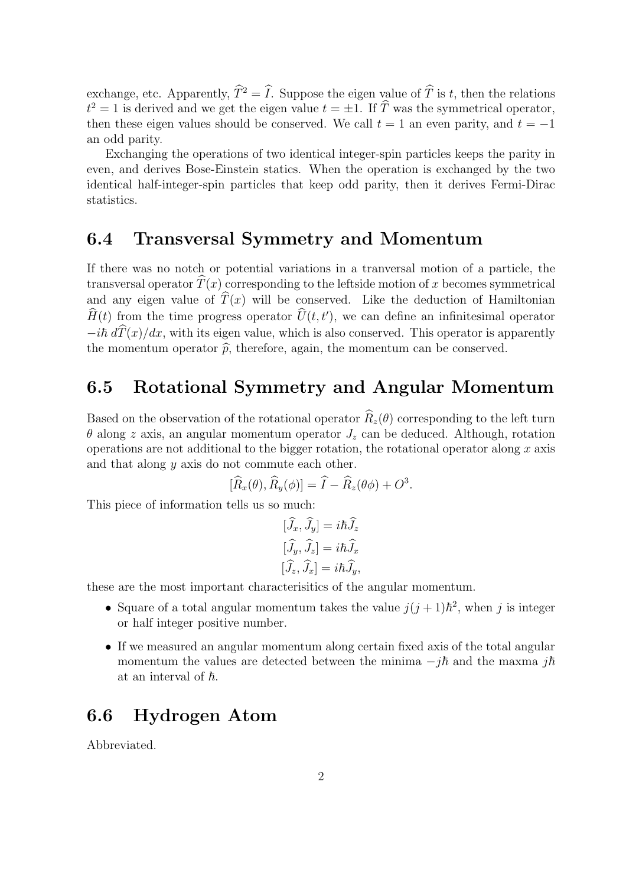exchange, etc. Apparently, $\widehat{T}^2 = \widehat{I}$. Suppose the eigen value of $\widehat{T}$ is $t$, then the relations $t^2 = 1$ is derived and we get the eigen value $t = \pm 1$. If $\widehat{T}$ was the symmetrical operator, then these eigen values should be conserved. We call $t = 1$ an even parity, and $t = -1$ an odd parity.

Exchanging the operations of two identical integer-spin particles keeps the parity in even, and derives Bose-Einstein statics. When the operation is exchanged by the two identical half-integer-spin particles that keep odd parity, then it derives Fermi-Dirac statistics.

## 6.4 Transversal Symmetry and Momentum

If there was no notch or potential variations in a tranversal motion of a particle, the transversal operator $\widehat{T}(x)$ corresponding to the leftside motion of $x$ becomes symmetrical and any eigen value of $\widehat{T}(x)$ will be conserved. Like the deduction of Hamiltonian $\widehat{H}(t)$ from the time progress operator $\widehat{U}(t, t')$, we can define an infinitesimal operator $-i\hbar \, d\widehat{T}(x)/dx$, with its eigen value, which is also conserved. This operator is apparently the momentum operator $\widehat{p}$, therefore, again, the momentum can be conserved.

## 6.5 Rotational Symmetry and Angular Momentum

Based on the observation of the rotational operator $\widehat{R}_z(\theta)$ corresponding to the left turn $\theta$ along $z$ axis, an angular momentum operator $J_z$ can be deduced. Although, rotation operations are not additional to the bigger rotation, the rotational operator along $x$ axis and that along $y$ axis do not commute each other.

$$[\widehat{R}_x(\theta), \widehat{R}_y(\phi)] = \widehat{I} - \widehat{R}_z(\theta\phi) + O^3.$$

This piece of information tells us so much:

$$[\widehat{J}_x, \widehat{J}_y] = i\hbar \widehat{J}_z$$
$$[\widehat{J}_y, \widehat{J}_z] = i\hbar \widehat{J}_x$$
$$[\widehat{J}_z, \widehat{J}_x] = i\hbar \widehat{J}_y,$$

these are the most important characterisitics of the angular momentum.

- Square of a total angular momentum takes the value $j(j+1)\hbar^2$, when $j$ is integer or half integer positive number.
- If we measured an angular momentum along certain fixed axis of the total angular momentum the values are detected between the minima $-j\hbar$ and the maxma $j\hbar$ at an interval of $\hbar$.

## 6.6 Hydrogen Atom

Abbreviated.